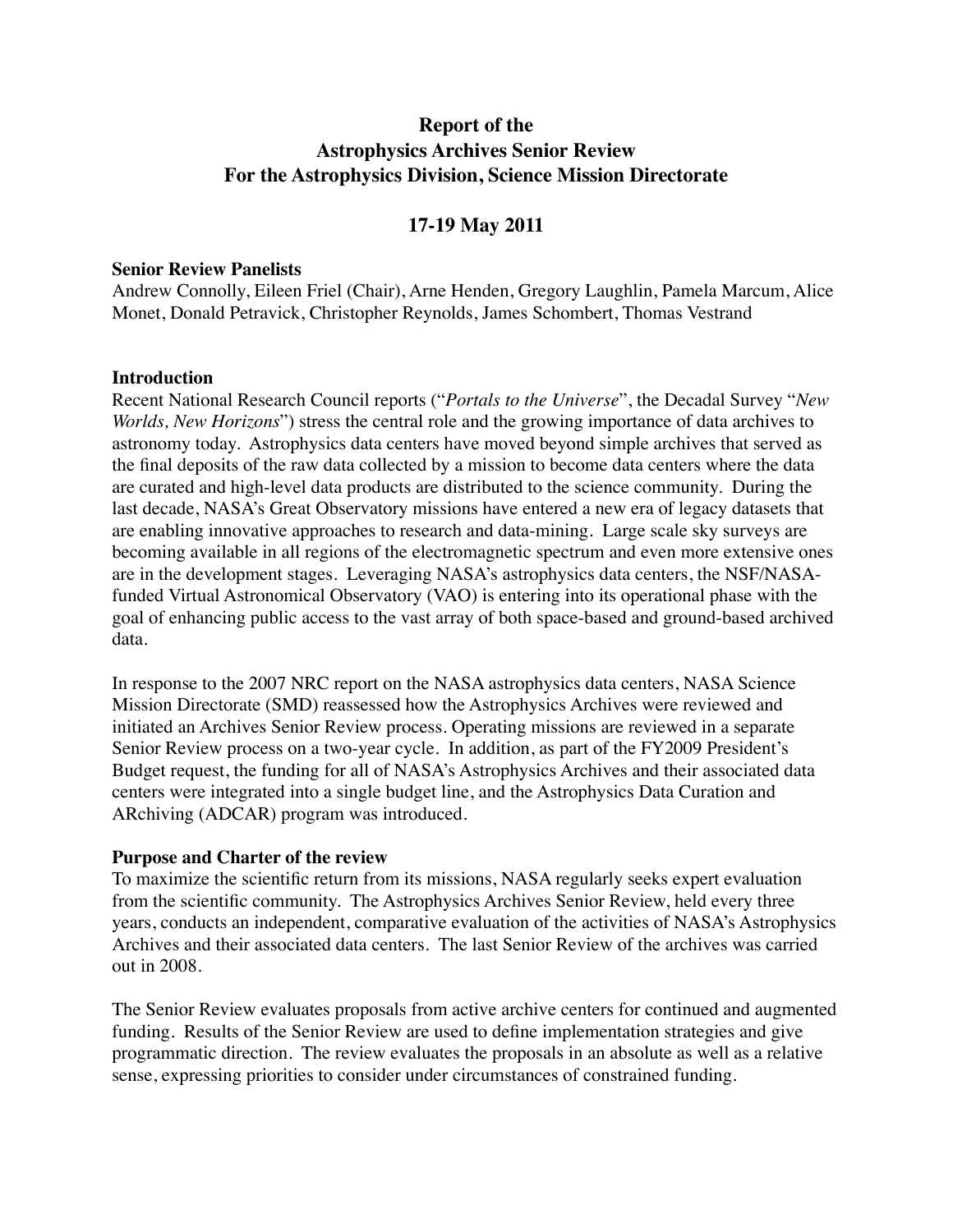# Report of the Astrophysics Archives Senior Review For the Astrophysics Division, Science Mission Directorate

## 17-19 May 2011

**Senior Review Panelists**
Andrew Connolly, Eileen Friel (Chair), Arne Henden, Gregory Laughlin, Pamela Marcum, Alice Monet, Donald Petravick, Christopher Reynolds, James Schombert, Thomas Vestrand

### Introduction

Recent National Research Council reports ("*Portals to the Universe*", the Decadal Survey "*New Worlds, New Horizons*") stress the central role and the growing importance of data archives to astronomy today. Astrophysics data centers have moved beyond simple archives that served as the final deposits of the raw data collected by a mission to become data centers where the data are curated and high-level data products are distributed to the science community. During the last decade, NASA's Great Observatory missions have entered a new era of legacy datasets that are enabling innovative approaches to research and data-mining. Large scale sky surveys are becoming available in all regions of the electromagnetic spectrum and even more extensive ones are in the development stages. Leveraging NASA's astrophysics data centers, the NSF/NASA-funded Virtual Astronomical Observatory (VAO) is entering into its operational phase with the goal of enhancing public access to the vast array of both space-based and ground-based archived data.

In response to the 2007 NRC report on the NASA astrophysics data centers, NASA Science Mission Directorate (SMD) reassessed how the Astrophysics Archives were reviewed and initiated an Archives Senior Review process. Operating missions are reviewed in a separate Senior Review process on a two-year cycle. In addition, as part of the FY2009 President's Budget request, the funding for all of NASA's Astrophysics Archives and their associated data centers were integrated into a single budget line, and the Astrophysics Data Curation and ARchiving (ADCAR) program was introduced.

### Purpose and Charter of the review

To maximize the scientific return from its missions, NASA regularly seeks expert evaluation from the scientific community. The Astrophysics Archives Senior Review, held every three years, conducts an independent, comparative evaluation of the activities of NASA's Astrophysics Archives and their associated data centers. The last Senior Review of the archives was carried out in 2008.

The Senior Review evaluates proposals from active archive centers for continued and augmented funding. Results of the Senior Review are used to define implementation strategies and give programmatic direction. The review evaluates the proposals in an absolute as well as a relative sense, expressing priorities to consider under circumstances of constrained funding.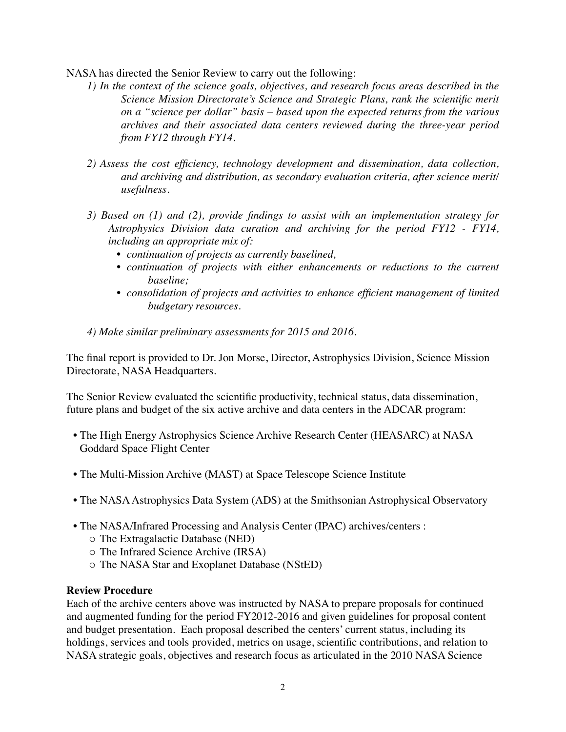NASA has directed the Senior Review to carry out the following:

*1) In the context of the science goals, objectives, and research focus areas described in the Science Mission Directorate's Science and Strategic Plans, rank the scientific merit on a "science per dollar" basis – based upon the expected returns from the various archives and their associated data centers reviewed during the three-year period from FY12 through FY14.*

*2) Assess the cost efficiency, technology development and dissemination, data collection, and archiving and distribution, as secondary evaluation criteria, after science merit/ usefulness.*

*3) Based on (1) and (2), provide findings to assist with an implementation strategy for Astrophysics Division data curation and archiving for the period FY12 - FY14, including an appropriate mix of:*

- *continuation of projects as currently baselined,*
- *continuation of projects with either enhancements or reductions to the current baseline;*
- *consolidation of projects and activities to enhance efficient management of limited budgetary resources.*

*4) Make similar preliminary assessments for 2015 and 2016.*

The final report is provided to Dr. Jon Morse, Director, Astrophysics Division, Science Mission Directorate, NASA Headquarters.

The Senior Review evaluated the scientific productivity, technical status, data dissemination, future plans and budget of the six active archive and data centers in the ADCAR program:

- The High Energy Astrophysics Science Archive Research Center (HEASARC) at NASA Goddard Space Flight Center
- The Multi-Mission Archive (MAST) at Space Telescope Science Institute
- The NASA Astrophysics Data System (ADS) at the Smithsonian Astrophysical Observatory
- The NASA/Infrared Processing and Analysis Center (IPAC) archives/centers :
  - The Extragalactic Database (NED)
  - The Infrared Science Archive (IRSA)
  - The NASA Star and Exoplanet Database (NStED)

**Review Procedure**

Each of the archive centers above was instructed by NASA to prepare proposals for continued and augmented funding for the period FY2012-2016 and given guidelines for proposal content and budget presentation. Each proposal described the centers' current status, including its holdings, services and tools provided, metrics on usage, scientific contributions, and relation to NASA strategic goals, objectives and research focus as articulated in the 2010 NASA Science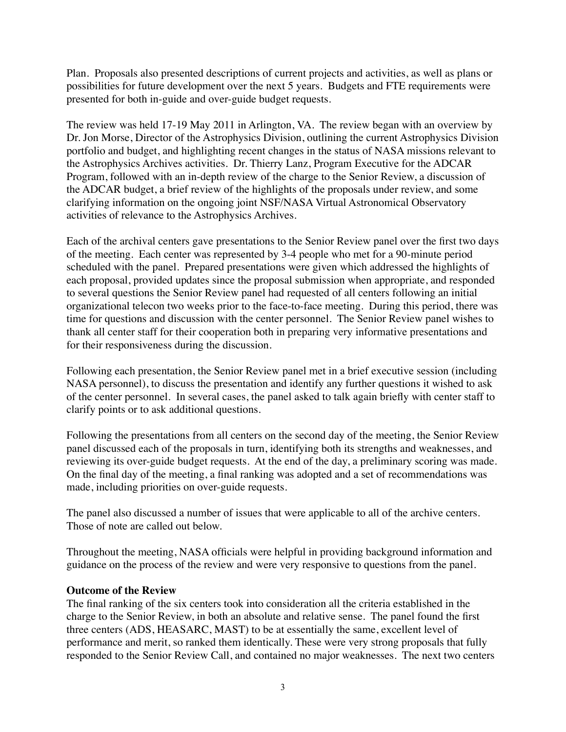Plan. Proposals also presented descriptions of current projects and activities, as well as plans or possibilities for future development over the next 5 years. Budgets and FTE requirements were presented for both in-guide and over-guide budget requests.

The review was held 17-19 May 2011 in Arlington, VA. The review began with an overview by Dr. Jon Morse, Director of the Astrophysics Division, outlining the current Astrophysics Division portfolio and budget, and highlighting recent changes in the status of NASA missions relevant to the Astrophysics Archives activities. Dr. Thierry Lanz, Program Executive for the ADCAR Program, followed with an in-depth review of the charge to the Senior Review, a discussion of the ADCAR budget, a brief review of the highlights of the proposals under review, and some clarifying information on the ongoing joint NSF/NASA Virtual Astronomical Observatory activities of relevance to the Astrophysics Archives.

Each of the archival centers gave presentations to the Senior Review panel over the first two days of the meeting. Each center was represented by 3-4 people who met for a 90-minute period scheduled with the panel. Prepared presentations were given which addressed the highlights of each proposal, provided updates since the proposal submission when appropriate, and responded to several questions the Senior Review panel had requested of all centers following an initial organizational telecon two weeks prior to the face-to-face meeting. During this period, there was time for questions and discussion with the center personnel. The Senior Review panel wishes to thank all center staff for their cooperation both in preparing very informative presentations and for their responsiveness during the discussion.

Following each presentation, the Senior Review panel met in a brief executive session (including NASA personnel), to discuss the presentation and identify any further questions it wished to ask of the center personnel. In several cases, the panel asked to talk again briefly with center staff to clarify points or to ask additional questions.

Following the presentations from all centers on the second day of the meeting, the Senior Review panel discussed each of the proposals in turn, identifying both its strengths and weaknesses, and reviewing its over-guide budget requests. At the end of the day, a preliminary scoring was made. On the final day of the meeting, a final ranking was adopted and a set of recommendations was made, including priorities on over-guide requests.

The panel also discussed a number of issues that were applicable to all of the archive centers. Those of note are called out below.

Throughout the meeting, NASA officials were helpful in providing background information and guidance on the process of the review and were very responsive to questions from the panel.

**Outcome of the Review**

The final ranking of the six centers took into consideration all the criteria established in the charge to the Senior Review, in both an absolute and relative sense. The panel found the first three centers (ADS, HEASARC, MAST) to be at essentially the same, excellent level of performance and merit, so ranked them identically. These were very strong proposals that fully responded to the Senior Review Call, and contained no major weaknesses. The next two centers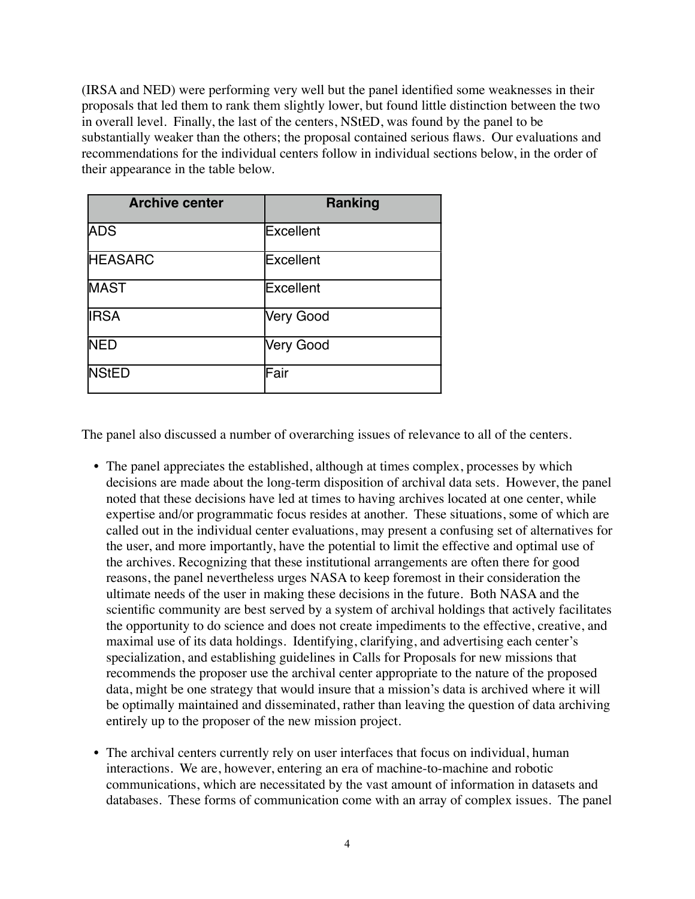(IRSA and NED) were performing very well but the panel identified some weaknesses in their proposals that led them to rank them slightly lower, but found little distinction between the two in overall level. Finally, the last of the centers, NStED, was found by the panel to be substantially weaker than the others; the proposal contained serious flaws. Our evaluations and recommendations for the individual centers follow in individual sections below, in the order of their appearance in the table below.

| Archive center | Ranking |
|---|---|
| ADS | Excellent |
| HEASARC | Excellent |
| MAST | Excellent |
| IRSA | Very Good |
| NED | Very Good |
| NStED | Fair |

The panel also discussed a number of overarching issues of relevance to all of the centers.

- The panel appreciates the established, although at times complex, processes by which decisions are made about the long-term disposition of archival data sets. However, the panel noted that these decisions have led at times to having archives located at one center, while expertise and/or programmatic focus resides at another. These situations, some of which are called out in the individual center evaluations, may present a confusing set of alternatives for the user, and more importantly, have the potential to limit the effective and optimal use of the archives. Recognizing that these institutional arrangements are often there for good reasons, the panel nevertheless urges NASA to keep foremost in their consideration the ultimate needs of the user in making these decisions in the future. Both NASA and the scientific community are best served by a system of archival holdings that actively facilitates the opportunity to do science and does not create impediments to the effective, creative, and maximal use of its data holdings. Identifying, clarifying, and advertising each center's specialization, and establishing guidelines in Calls for Proposals for new missions that recommends the proposer use the archival center appropriate to the nature of the proposed data, might be one strategy that would insure that a mission's data is archived where it will be optimally maintained and disseminated, rather than leaving the question of data archiving entirely up to the proposer of the new mission project.

- The archival centers currently rely on user interfaces that focus on individual, human interactions. We are, however, entering an era of machine-to-machine and robotic communications, which are necessitated by the vast amount of information in datasets and databases. These forms of communication come with an array of complex issues. The panel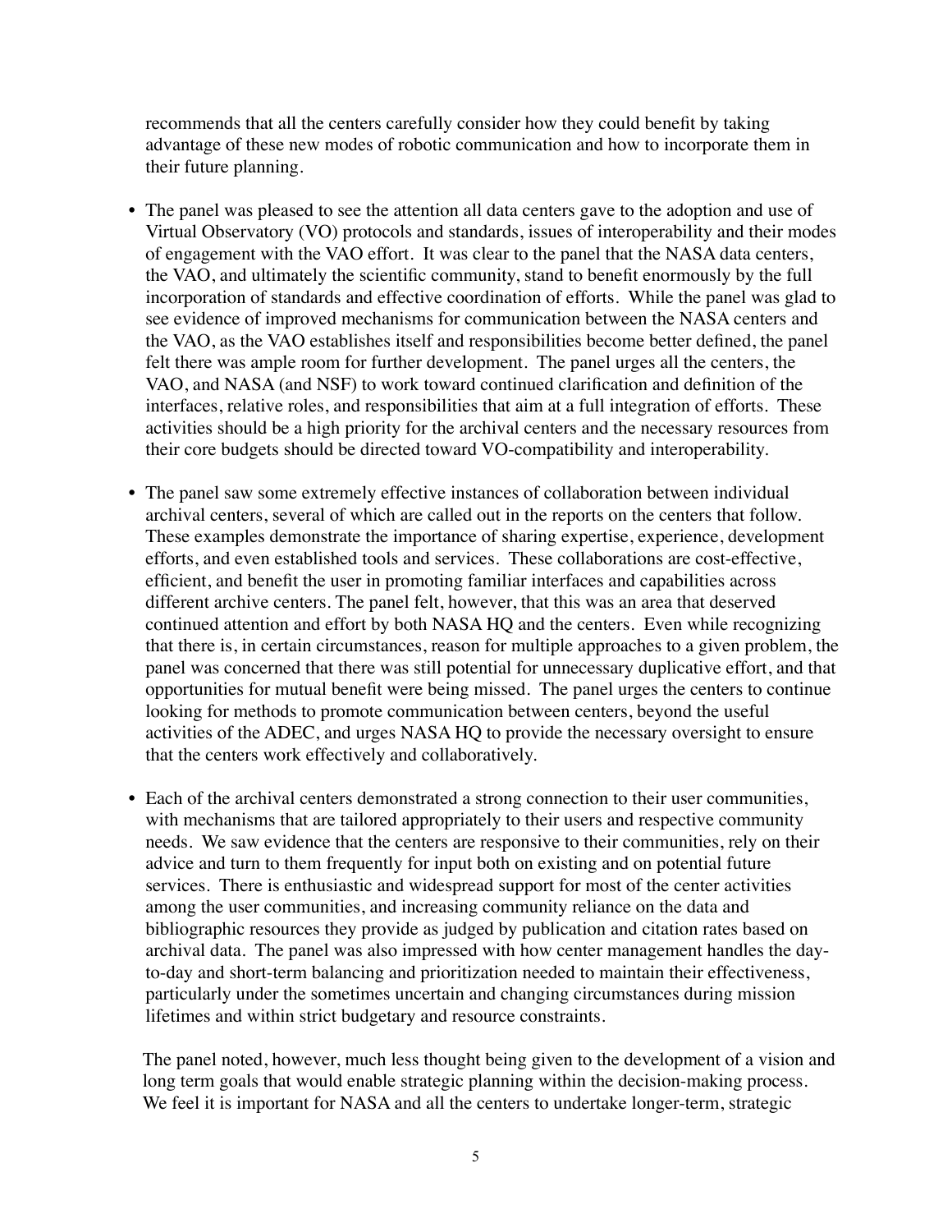recommends that all the centers carefully consider how they could benefit by taking advantage of these new modes of robotic communication and how to incorporate them in their future planning.

- The panel was pleased to see the attention all data centers gave to the adoption and use of Virtual Observatory (VO) protocols and standards, issues of interoperability and their modes of engagement with the VAO effort. It was clear to the panel that the NASA data centers, the VAO, and ultimately the scientific community, stand to benefit enormously by the full incorporation of standards and effective coordination of efforts. While the panel was glad to see evidence of improved mechanisms for communication between the NASA centers and the VAO, as the VAO establishes itself and responsibilities become better defined, the panel felt there was ample room for further development. The panel urges all the centers, the VAO, and NASA (and NSF) to work toward continued clarification and definition of the interfaces, relative roles, and responsibilities that aim at a full integration of efforts. These activities should be a high priority for the archival centers and the necessary resources from their core budgets should be directed toward VO-compatibility and interoperability.

- The panel saw some extremely effective instances of collaboration between individual archival centers, several of which are called out in the reports on the centers that follow. These examples demonstrate the importance of sharing expertise, experience, development efforts, and even established tools and services. These collaborations are cost-effective, efficient, and benefit the user in promoting familiar interfaces and capabilities across different archive centers. The panel felt, however, that this was an area that deserved continued attention and effort by both NASA HQ and the centers. Even while recognizing that there is, in certain circumstances, reason for multiple approaches to a given problem, the panel was concerned that there was still potential for unnecessary duplicative effort, and that opportunities for mutual benefit were being missed. The panel urges the centers to continue looking for methods to promote communication between centers, beyond the useful activities of the ADEC, and urges NASA HQ to provide the necessary oversight to ensure that the centers work effectively and collaboratively.

- Each of the archival centers demonstrated a strong connection to their user communities, with mechanisms that are tailored appropriately to their users and respective community needs. We saw evidence that the centers are responsive to their communities, rely on their advice and turn to them frequently for input both on existing and on potential future services. There is enthusiastic and widespread support for most of the center activities among the user communities, and increasing community reliance on the data and bibliographic resources they provide as judged by publication and citation rates based on archival data. The panel was also impressed with how center management handles the day-to-day and short-term balancing and prioritization needed to maintain their effectiveness, particularly under the sometimes uncertain and changing circumstances during mission lifetimes and within strict budgetary and resource constraints.

  The panel noted, however, much less thought being given to the development of a vision and long term goals that would enable strategic planning within the decision-making process. We feel it is important for NASA and all the centers to undertake longer-term, strategic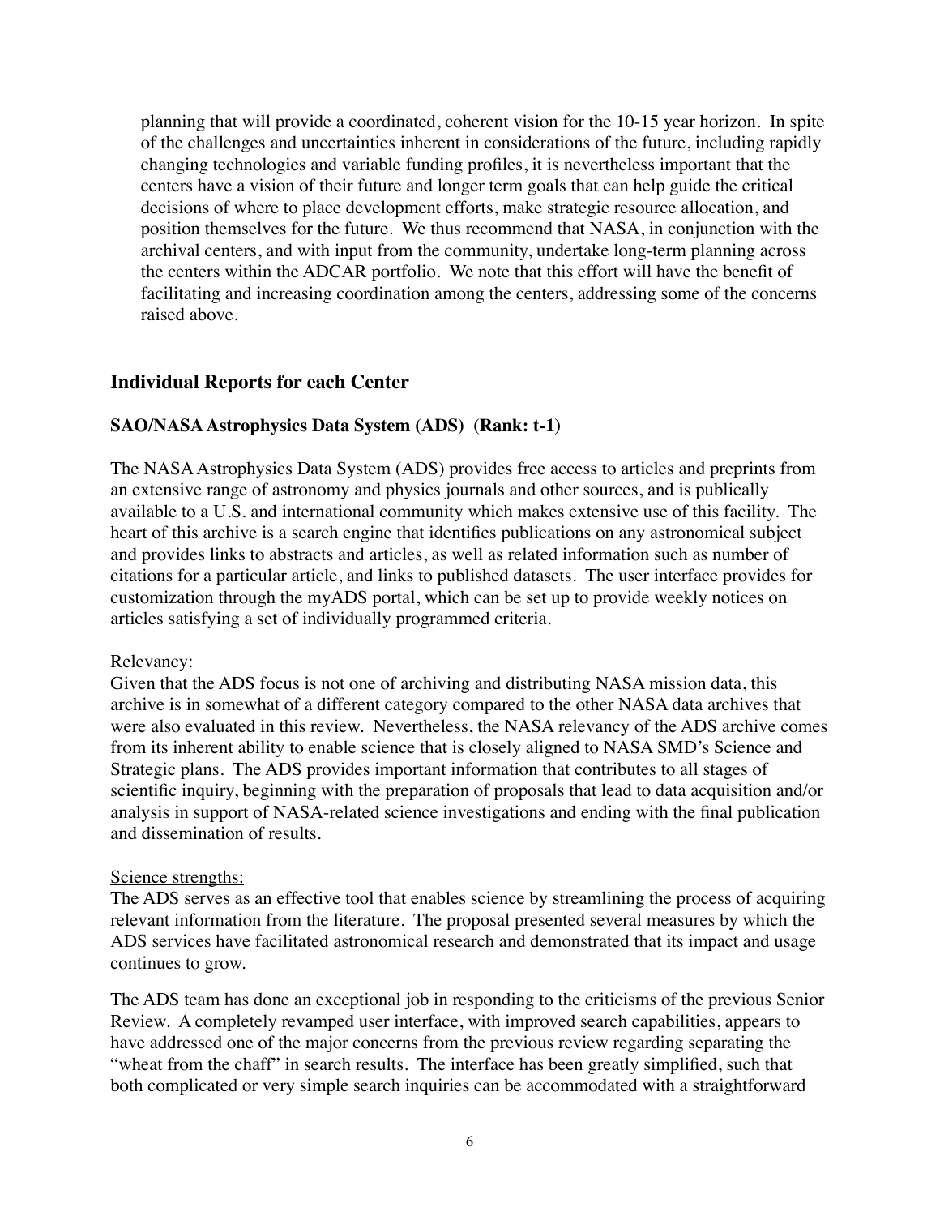planning that will provide a coordinated, coherent vision for the 10-15 year horizon. In spite of the challenges and uncertainties inherent in considerations of the future, including rapidly changing technologies and variable funding profiles, it is nevertheless important that the centers have a vision of their future and longer term goals that can help guide the critical decisions of where to place development efforts, make strategic resource allocation, and position themselves for the future. We thus recommend that NASA, in conjunction with the archival centers, and with input from the community, undertake long-term planning across the centers within the ADCAR portfolio. We note that this effort will have the benefit of facilitating and increasing coordination among the centers, addressing some of the concerns raised above.

## Individual Reports for each Center

### SAO/NASA Astrophysics Data System (ADS) (Rank: t-1)

The NASA Astrophysics Data System (ADS) provides free access to articles and preprints from an extensive range of astronomy and physics journals and other sources, and is publically available to a U.S. and international community which makes extensive use of this facility. The heart of this archive is a search engine that identifies publications on any astronomical subject and provides links to abstracts and articles, as well as related information such as number of citations for a particular article, and links to published datasets. The user interface provides for customization through the myADS portal, which can be set up to provide weekly notices on articles satisfying a set of individually programmed criteria.

Relevancy:

Given that the ADS focus is not one of archiving and distributing NASA mission data, this archive is in somewhat of a different category compared to the other NASA data archives that were also evaluated in this review. Nevertheless, the NASA relevancy of the ADS archive comes from its inherent ability to enable science that is closely aligned to NASA SMD's Science and Strategic plans. The ADS provides important information that contributes to all stages of scientific inquiry, beginning with the preparation of proposals that lead to data acquisition and/or analysis in support of NASA-related science investigations and ending with the final publication and dissemination of results.

Science strengths:

The ADS serves as an effective tool that enables science by streamlining the process of acquiring relevant information from the literature. The proposal presented several measures by which the ADS services have facilitated astronomical research and demonstrated that its impact and usage continues to grow.

The ADS team has done an exceptional job in responding to the criticisms of the previous Senior Review. A completely revamped user interface, with improved search capabilities, appears to have addressed one of the major concerns from the previous review regarding separating the "wheat from the chaff" in search results. The interface has been greatly simplified, such that both complicated or very simple search inquiries can be accommodated with a straightforward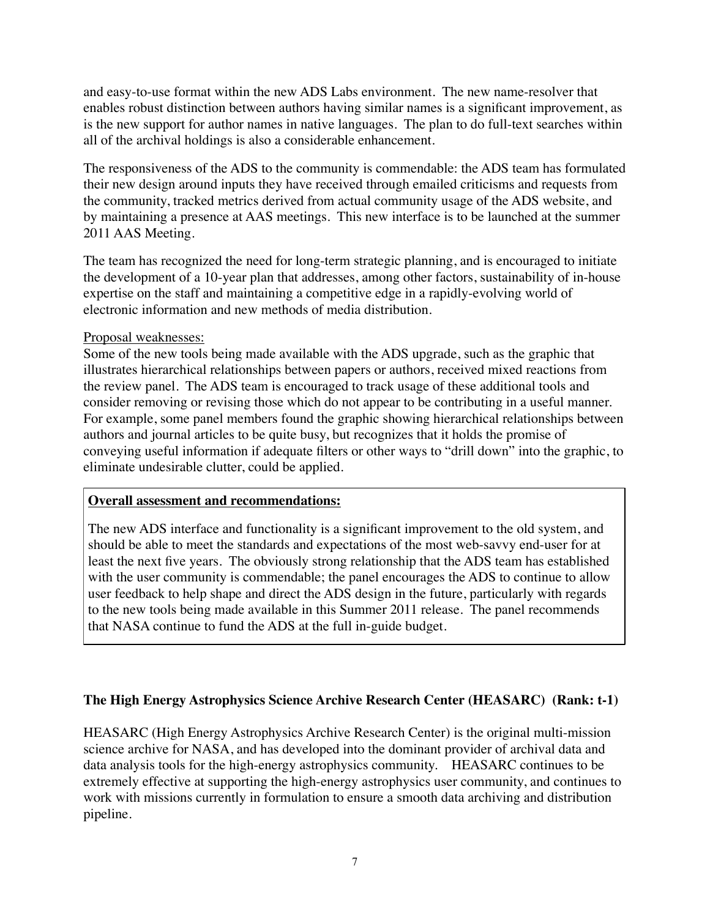and easy-to-use format within the new ADS Labs environment. The new name-resolver that enables robust distinction between authors having similar names is a significant improvement, as is the new support for author names in native languages. The plan to do full-text searches within all of the archival holdings is also a considerable enhancement.

The responsiveness of the ADS to the community is commendable: the ADS team has formulated their new design around inputs they have received through emailed criticisms and requests from the community, tracked metrics derived from actual community usage of the ADS website, and by maintaining a presence at AAS meetings. This new interface is to be launched at the summer 2011 AAS Meeting.

The team has recognized the need for long-term strategic planning, and is encouraged to initiate the development of a 10-year plan that addresses, among other factors, sustainability of in-house expertise on the staff and maintaining a competitive edge in a rapidly-evolving world of electronic information and new methods of media distribution.

Proposal weaknesses:

Some of the new tools being made available with the ADS upgrade, such as the graphic that illustrates hierarchical relationships between papers or authors, received mixed reactions from the review panel. The ADS team is encouraged to track usage of these additional tools and consider removing or revising those which do not appear to be contributing in a useful manner. For example, some panel members found the graphic showing hierarchical relationships between authors and journal articles to be quite busy, but recognizes that it holds the promise of conveying useful information if adequate filters or other ways to "drill down" into the graphic, to eliminate undesirable clutter, could be applied.

**Overall assessment and recommendations:**

The new ADS interface and functionality is a significant improvement to the old system, and should be able to meet the standards and expectations of the most web-savvy end-user for at least the next five years. The obviously strong relationship that the ADS team has established with the user community is commendable; the panel encourages the ADS to continue to allow user feedback to help shape and direct the ADS design in the future, particularly with regards to the new tools being made available in this Summer 2011 release. The panel recommends that NASA continue to fund the ADS at the full in-guide budget.

**The High Energy Astrophysics Science Archive Research Center (HEASARC) (Rank: t-1)**

HEASARC (High Energy Astrophysics Archive Research Center) is the original multi-mission science archive for NASA, and has developed into the dominant provider of archival data and data analysis tools for the high-energy astrophysics community. HEASARC continues to be extremely effective at supporting the high-energy astrophysics user community, and continues to work with missions currently in formulation to ensure a smooth data archiving and distribution pipeline.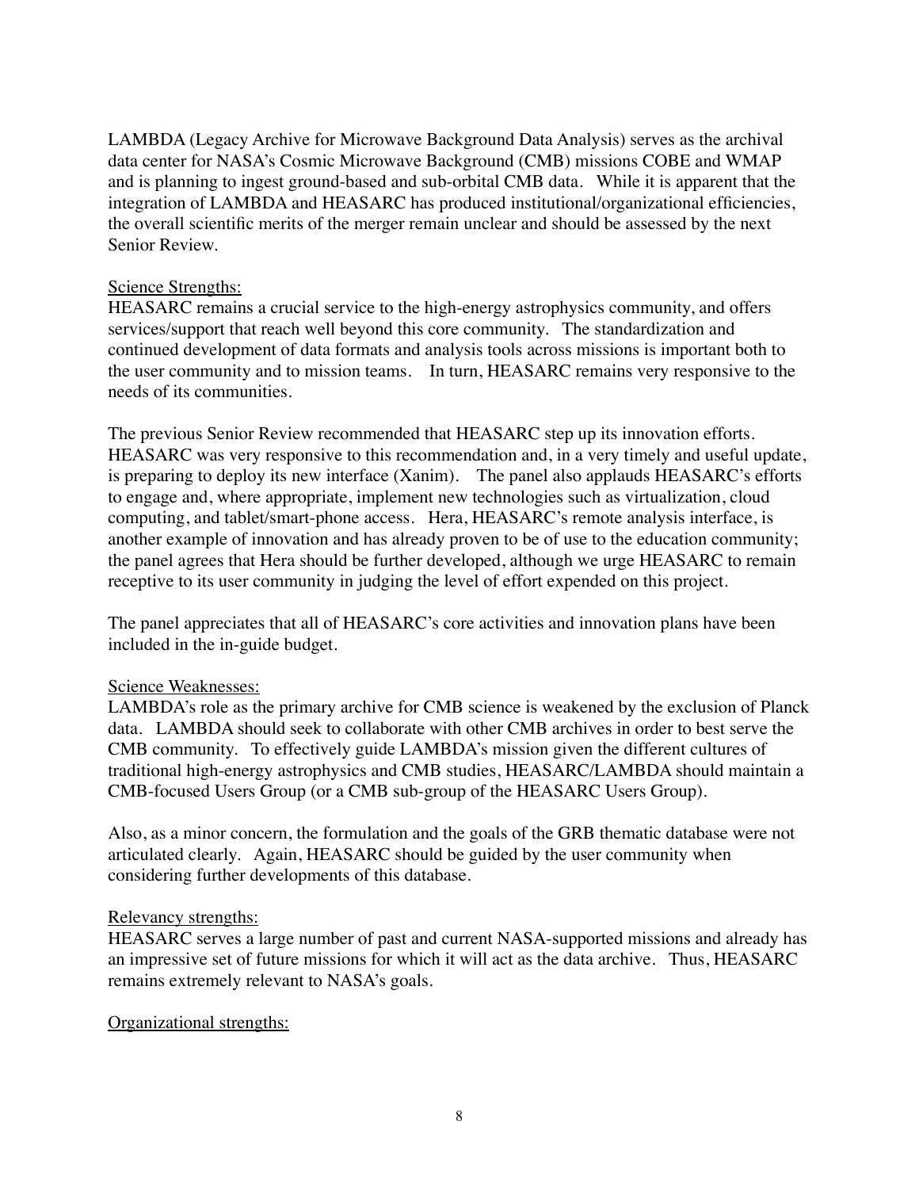LAMBDA (Legacy Archive for Microwave Background Data Analysis) serves as the archival data center for NASA's Cosmic Microwave Background (CMB) missions COBE and WMAP and is planning to ingest ground-based and sub-orbital CMB data. While it is apparent that the integration of LAMBDA and HEASARC has produced institutional/organizational efficiencies, the overall scientific merits of the merger remain unclear and should be assessed by the next Senior Review.

Science Strengths:
HEASARC remains a crucial service to the high-energy astrophysics community, and offers services/support that reach well beyond this core community. The standardization and continued development of data formats and analysis tools across missions is important both to the user community and to mission teams. In turn, HEASARC remains very responsive to the needs of its communities.

The previous Senior Review recommended that HEASARC step up its innovation efforts. HEASARC was very responsive to this recommendation and, in a very timely and useful update, is preparing to deploy its new interface (Xanim). The panel also applauds HEASARC's efforts to engage and, where appropriate, implement new technologies such as virtualization, cloud computing, and tablet/smart-phone access. Hera, HEASARC's remote analysis interface, is another example of innovation and has already proven to be of use to the education community; the panel agrees that Hera should be further developed, although we urge HEASARC to remain receptive to its user community in judging the level of effort expended on this project.

The panel appreciates that all of HEASARC's core activities and innovation plans have been included in the in-guide budget.

Science Weaknesses:
LAMBDA's role as the primary archive for CMB science is weakened by the exclusion of Planck data. LAMBDA should seek to collaborate with other CMB archives in order to best serve the CMB community. To effectively guide LAMBDA's mission given the different cultures of traditional high-energy astrophysics and CMB studies, HEASARC/LAMBDA should maintain a CMB-focused Users Group (or a CMB sub-group of the HEASARC Users Group).

Also, as a minor concern, the formulation and the goals of the GRB thematic database were not articulated clearly. Again, HEASARC should be guided by the user community when considering further developments of this database.

Relevancy strengths:
HEASARC serves a large number of past and current NASA-supported missions and already has an impressive set of future missions for which it will act as the data archive. Thus, HEASARC remains extremely relevant to NASA's goals.

Organizational strengths: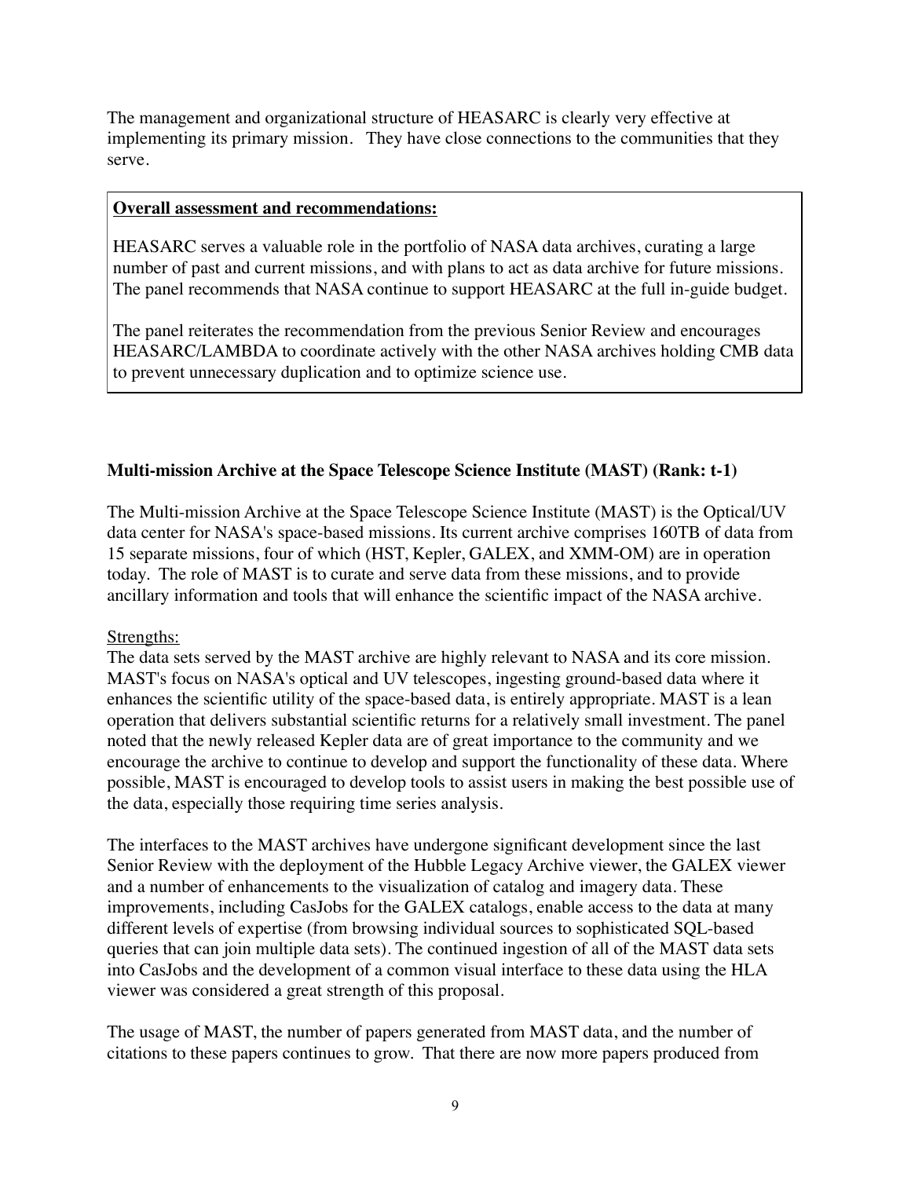The management and organizational structure of HEASARC is clearly very effective at implementing its primary mission. They have close connections to the communities that they serve.

> **<u>Overall assessment and recommendations:</u>**
>
> HEASARC serves a valuable role in the portfolio of NASA data archives, curating a large number of past and current missions, and with plans to act as data archive for future missions. The panel recommends that NASA continue to support HEASARC at the full in-guide budget.
>
> The panel reiterates the recommendation from the previous Senior Review and encourages HEASARC/LAMBDA to coordinate actively with the other NASA archives holding CMB data to prevent unnecessary duplication and to optimize science use.

**Multi-mission Archive at the Space Telescope Science Institute (MAST) (Rank: t-1)**

The Multi-mission Archive at the Space Telescope Science Institute (MAST) is the Optical/UV data center for NASA's space-based missions. Its current archive comprises 160TB of data from 15 separate missions, four of which (HST, Kepler, GALEX, and XMM-OM) are in operation today. The role of MAST is to curate and serve data from these missions, and to provide ancillary information and tools that will enhance the scientific impact of the NASA archive.

<u>Strengths:</u>
The data sets served by the MAST archive are highly relevant to NASA and its core mission. MAST's focus on NASA's optical and UV telescopes, ingesting ground-based data where it enhances the scientific utility of the space-based data, is entirely appropriate. MAST is a lean operation that delivers substantial scientific returns for a relatively small investment. The panel noted that the newly released Kepler data are of great importance to the community and we encourage the archive to continue to develop and support the functionality of these data. Where possible, MAST is encouraged to develop tools to assist users in making the best possible use of the data, especially those requiring time series analysis.

The interfaces to the MAST archives have undergone significant development since the last Senior Review with the deployment of the Hubble Legacy Archive viewer, the GALEX viewer and a number of enhancements to the visualization of catalog and imagery data. These improvements, including CasJobs for the GALEX catalogs, enable access to the data at many different levels of expertise (from browsing individual sources to sophisticated SQL-based queries that can join multiple data sets). The continued ingestion of all of the MAST data sets into CasJobs and the development of a common visual interface to these data using the HLA viewer was considered a great strength of this proposal.

The usage of MAST, the number of papers generated from MAST data, and the number of citations to these papers continues to grow. That there are now more papers produced from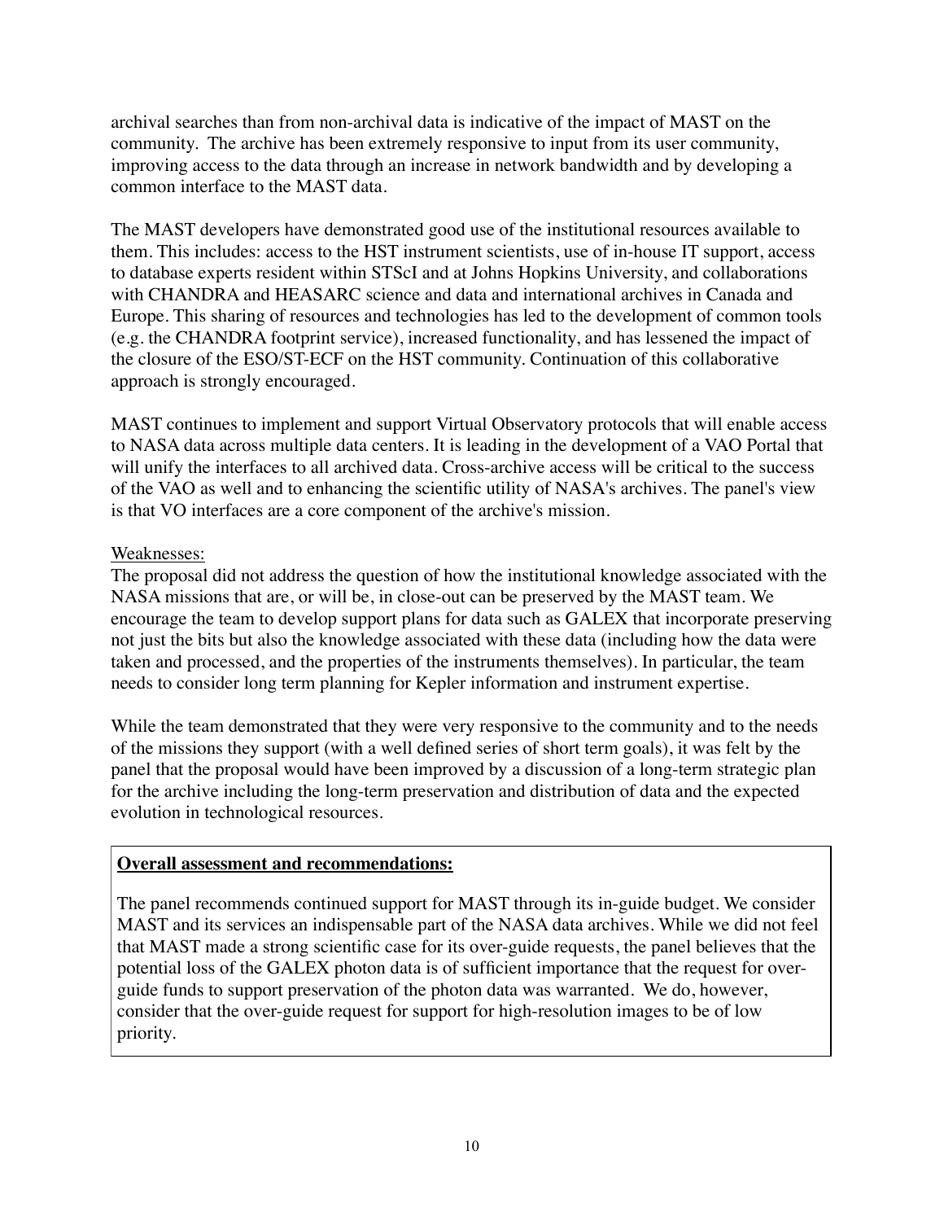archival searches than from non-archival data is indicative of the impact of MAST on the community. The archive has been extremely responsive to input from its user community, improving access to the data through an increase in network bandwidth and by developing a common interface to the MAST data.

The MAST developers have demonstrated good use of the institutional resources available to them. This includes: access to the HST instrument scientists, use of in-house IT support, access to database experts resident within STScI and at Johns Hopkins University, and collaborations with CHANDRA and HEASARC science and data and international archives in Canada and Europe. This sharing of resources and technologies has led to the development of common tools (e.g. the CHANDRA footprint service), increased functionality, and has lessened the impact of the closure of the ESO/ST-ECF on the HST community. Continuation of this collaborative approach is strongly encouraged.

MAST continues to implement and support Virtual Observatory protocols that will enable access to NASA data across multiple data centers. It is leading in the development of a VAO Portal that will unify the interfaces to all archived data. Cross-archive access will be critical to the success of the VAO as well and to enhancing the scientific utility of NASA's archives. The panel's view is that VO interfaces are a core component of the archive's mission.

Weaknesses:

The proposal did not address the question of how the institutional knowledge associated with the NASA missions that are, or will be, in close-out can be preserved by the MAST team. We encourage the team to develop support plans for data such as GALEX that incorporate preserving not just the bits but also the knowledge associated with these data (including how the data were taken and processed, and the properties of the instruments themselves). In particular, the team needs to consider long term planning for Kepler information and instrument expertise.

While the team demonstrated that they were very responsive to the community and to the needs of the missions they support (with a well defined series of short term goals), it was felt by the panel that the proposal would have been improved by a discussion of a long-term strategic plan for the archive including the long-term preservation and distribution of data and the expected evolution in technological resources.

**Overall assessment and recommendations:**

The panel recommends continued support for MAST through its in-guide budget. We consider MAST and its services an indispensable part of the NASA data archives. While we did not feel that MAST made a strong scientific case for its over-guide requests, the panel believes that the potential loss of the GALEX photon data is of sufficient importance that the request for over-guide funds to support preservation of the photon data was warranted. We do, however, consider that the over-guide request for support for high-resolution images to be of low priority.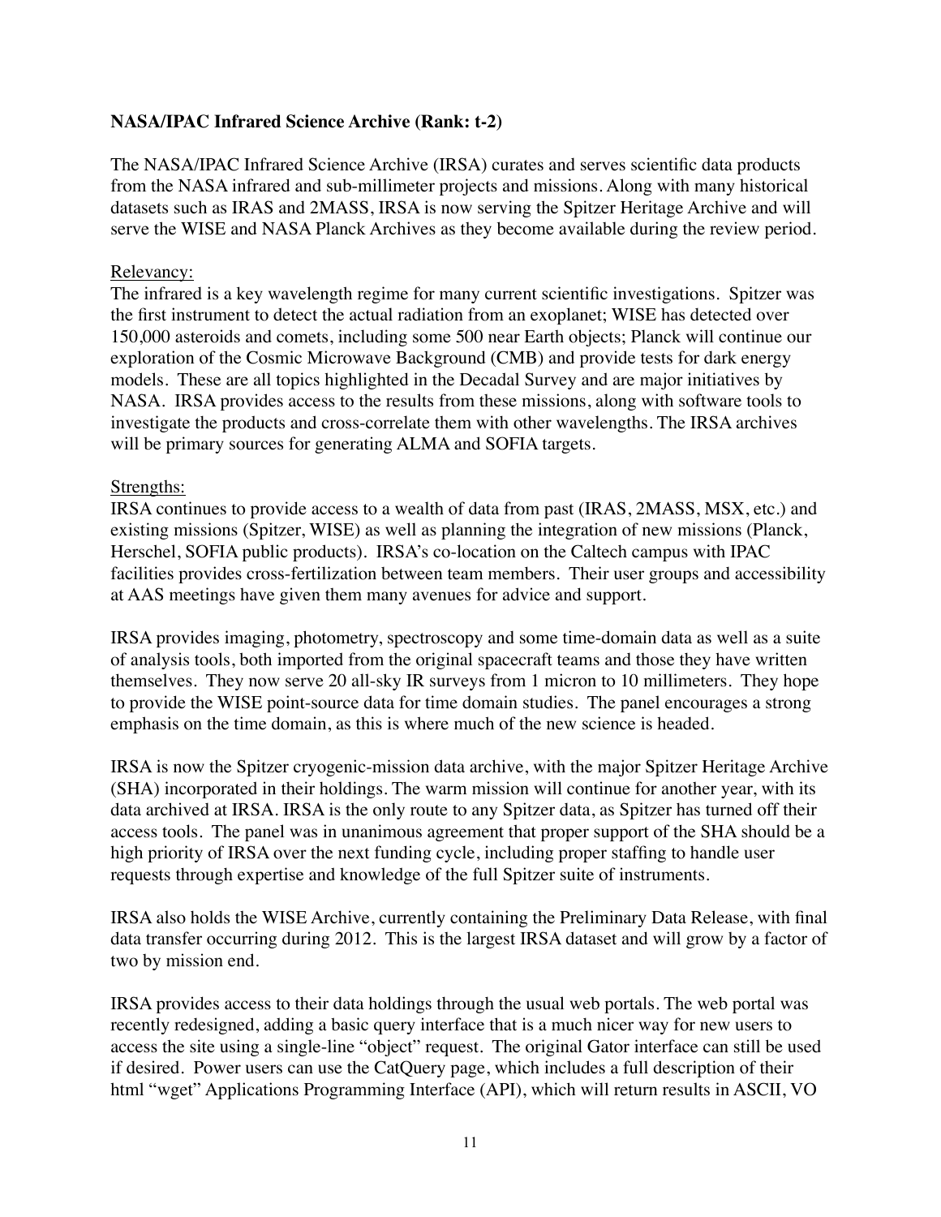**NASA/IPAC Infrared Science Archive (Rank: t-2)**

The NASA/IPAC Infrared Science Archive (IRSA) curates and serves scientific data products from the NASA infrared and sub-millimeter projects and missions. Along with many historical datasets such as IRAS and 2MASS, IRSA is now serving the Spitzer Heritage Archive and will serve the WISE and NASA Planck Archives as they become available during the review period.

Relevancy:
The infrared is a key wavelength regime for many current scientific investigations. Spitzer was the first instrument to detect the actual radiation from an exoplanet; WISE has detected over 150,000 asteroids and comets, including some 500 near Earth objects; Planck will continue our exploration of the Cosmic Microwave Background (CMB) and provide tests for dark energy models. These are all topics highlighted in the Decadal Survey and are major initiatives by NASA. IRSA provides access to the results from these missions, along with software tools to investigate the products and cross-correlate them with other wavelengths. The IRSA archives will be primary sources for generating ALMA and SOFIA targets.

Strengths:
IRSA continues to provide access to a wealth of data from past (IRAS, 2MASS, MSX, etc.) and existing missions (Spitzer, WISE) as well as planning the integration of new missions (Planck, Herschel, SOFIA public products). IRSA's co-location on the Caltech campus with IPAC facilities provides cross-fertilization between team members. Their user groups and accessibility at AAS meetings have given them many avenues for advice and support.

IRSA provides imaging, photometry, spectroscopy and some time-domain data as well as a suite of analysis tools, both imported from the original spacecraft teams and those they have written themselves. They now serve 20 all-sky IR surveys from 1 micron to 10 millimeters. They hope to provide the WISE point-source data for time domain studies. The panel encourages a strong emphasis on the time domain, as this is where much of the new science is headed.

IRSA is now the Spitzer cryogenic-mission data archive, with the major Spitzer Heritage Archive (SHA) incorporated in their holdings. The warm mission will continue for another year, with its data archived at IRSA. IRSA is the only route to any Spitzer data, as Spitzer has turned off their access tools. The panel was in unanimous agreement that proper support of the SHA should be a high priority of IRSA over the next funding cycle, including proper staffing to handle user requests through expertise and knowledge of the full Spitzer suite of instruments.

IRSA also holds the WISE Archive, currently containing the Preliminary Data Release, with final data transfer occurring during 2012. This is the largest IRSA dataset and will grow by a factor of two by mission end.

IRSA provides access to their data holdings through the usual web portals. The web portal was recently redesigned, adding a basic query interface that is a much nicer way for new users to access the site using a single-line "object" request. The original Gator interface can still be used if desired. Power users can use the CatQuery page, which includes a full description of their html "wget" Applications Programming Interface (API), which will return results in ASCII, VO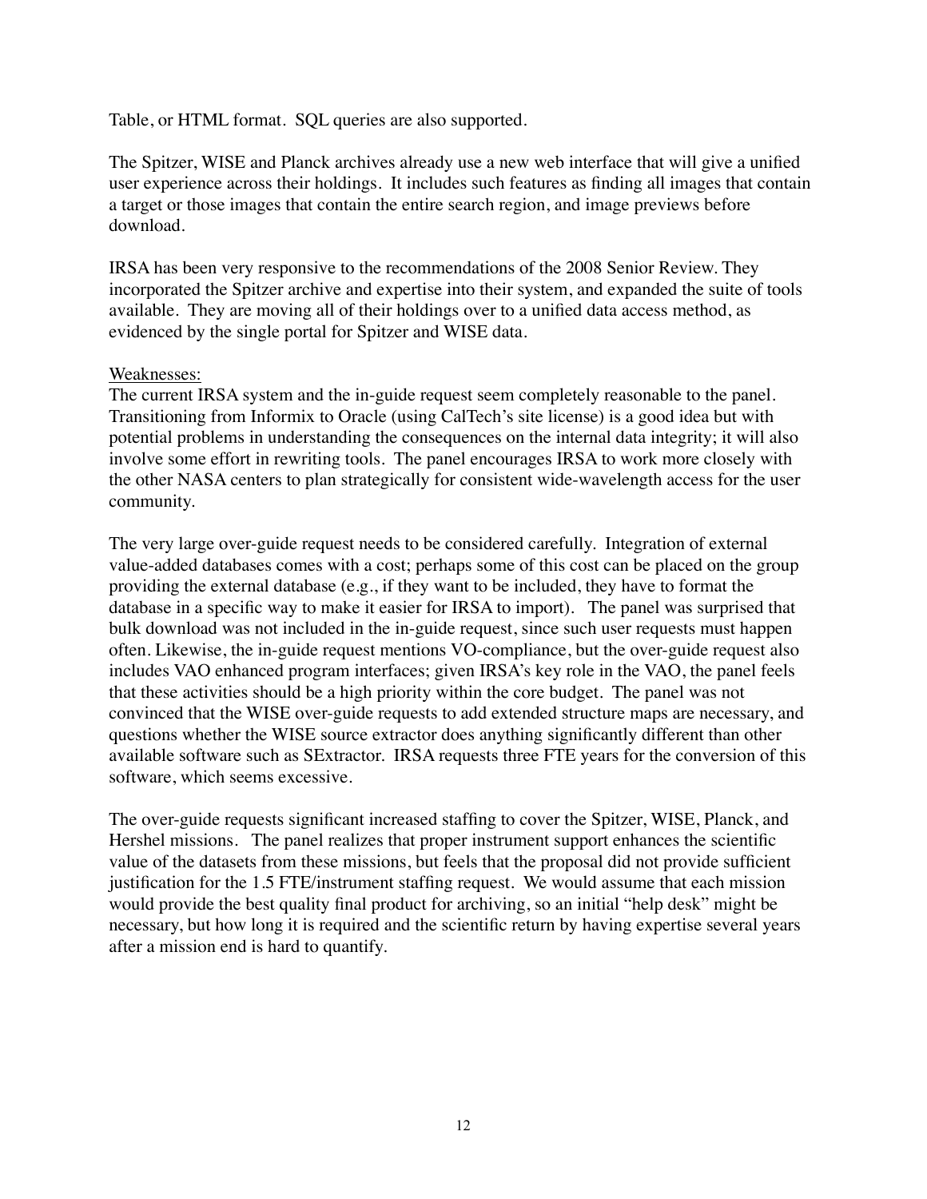Table, or HTML format. SQL queries are also supported.

The Spitzer, WISE and Planck archives already use a new web interface that will give a unified user experience across their holdings. It includes such features as finding all images that contain a target or those images that contain the entire search region, and image previews before download.

IRSA has been very responsive to the recommendations of the 2008 Senior Review. They incorporated the Spitzer archive and expertise into their system, and expanded the suite of tools available. They are moving all of their holdings over to a unified data access method, as evidenced by the single portal for Spitzer and WISE data.

Weaknesses:
The current IRSA system and the in-guide request seem completely reasonable to the panel. Transitioning from Informix to Oracle (using CalTech's site license) is a good idea but with potential problems in understanding the consequences on the internal data integrity; it will also involve some effort in rewriting tools. The panel encourages IRSA to work more closely with the other NASA centers to plan strategically for consistent wide-wavelength access for the user community.

The very large over-guide request needs to be considered carefully. Integration of external value-added databases comes with a cost; perhaps some of this cost can be placed on the group providing the external database (e.g., if they want to be included, they have to format the database in a specific way to make it easier for IRSA to import). The panel was surprised that bulk download was not included in the in-guide request, since such user requests must happen often. Likewise, the in-guide request mentions VO-compliance, but the over-guide request also includes VAO enhanced program interfaces; given IRSA's key role in the VAO, the panel feels that these activities should be a high priority within the core budget. The panel was not convinced that the WISE over-guide requests to add extended structure maps are necessary, and questions whether the WISE source extractor does anything significantly different than other available software such as SExtractor. IRSA requests three FTE years for the conversion of this software, which seems excessive.

The over-guide requests significant increased staffing to cover the Spitzer, WISE, Planck, and Hershel missions. The panel realizes that proper instrument support enhances the scientific value of the datasets from these missions, but feels that the proposal did not provide sufficient justification for the 1.5 FTE/instrument staffing request. We would assume that each mission would provide the best quality final product for archiving, so an initial "help desk" might be necessary, but how long it is required and the scientific return by having expertise several years after a mission end is hard to quantify.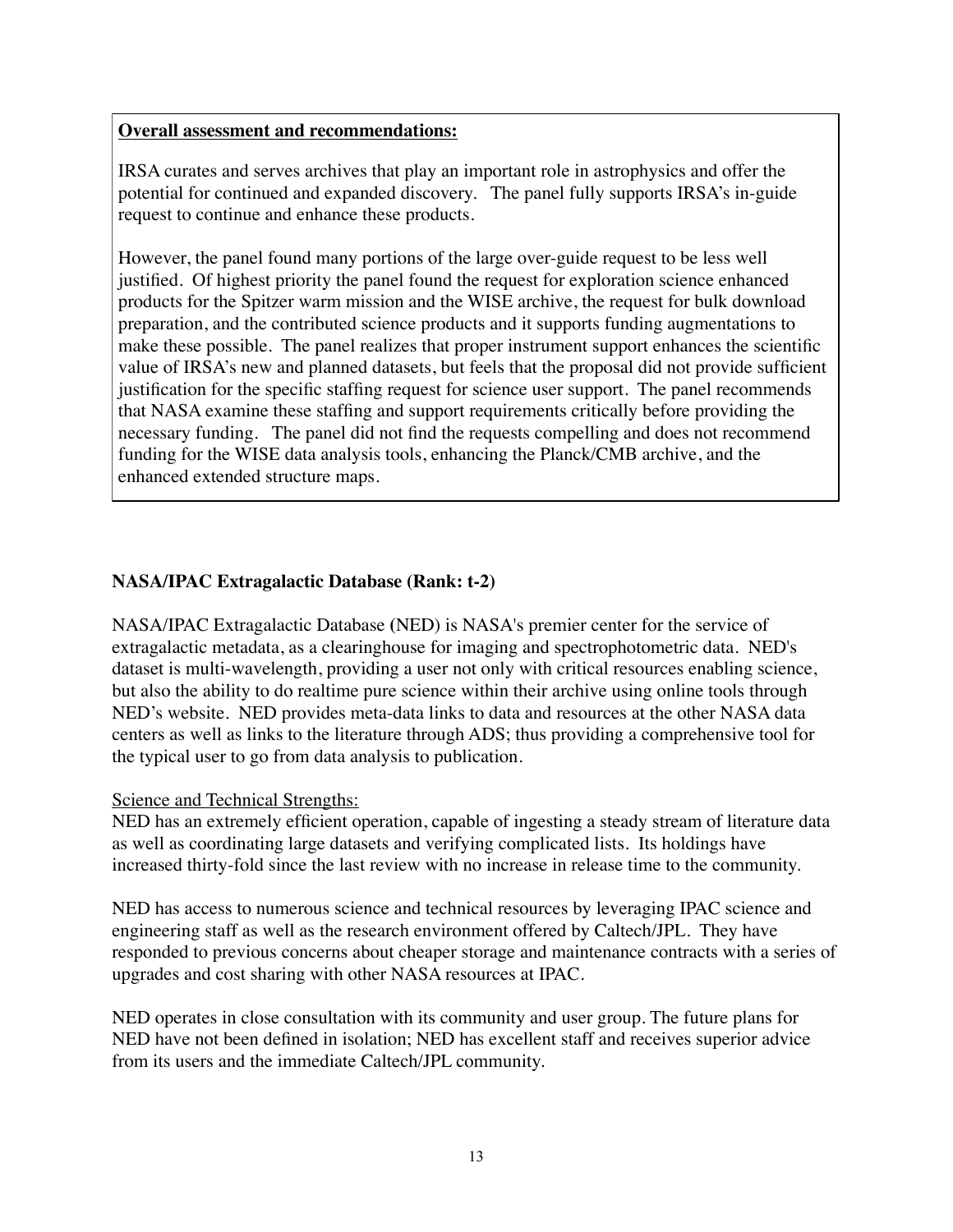**Overall assessment and recommendations:**

IRSA curates and serves archives that play an important role in astrophysics and offer the potential for continued and expanded discovery. The panel fully supports IRSA's in-guide request to continue and enhance these products.

However, the panel found many portions of the large over-guide request to be less well justified. Of highest priority the panel found the request for exploration science enhanced products for the Spitzer warm mission and the WISE archive, the request for bulk download preparation, and the contributed science products and it supports funding augmentations to make these possible. The panel realizes that proper instrument support enhances the scientific value of IRSA's new and planned datasets, but feels that the proposal did not provide sufficient justification for the specific staffing request for science user support. The panel recommends that NASA examine these staffing and support requirements critically before providing the necessary funding. The panel did not find the requests compelling and does not recommend funding for the WISE data analysis tools, enhancing the Planck/CMB archive, and the enhanced extended structure maps.

## NASA/IPAC Extragalactic Database (Rank: t-2)

NASA/IPAC Extragalactic Database (NED) is NASA's premier center for the service of extragalactic metadata, as a clearinghouse for imaging and spectrophotometric data. NED's dataset is multi-wavelength, providing a user not only with critical resources enabling science, but also the ability to do realtime pure science within their archive using online tools through NED's website. NED provides meta-data links to data and resources at the other NASA data centers as well as links to the literature through ADS; thus providing a comprehensive tool for the typical user to go from data analysis to publication.

Science and Technical Strengths:

NED has an extremely efficient operation, capable of ingesting a steady stream of literature data as well as coordinating large datasets and verifying complicated lists. Its holdings have increased thirty-fold since the last review with no increase in release time to the community.

NED has access to numerous science and technical resources by leveraging IPAC science and engineering staff as well as the research environment offered by Caltech/JPL. They have responded to previous concerns about cheaper storage and maintenance contracts with a series of upgrades and cost sharing with other NASA resources at IPAC.

NED operates in close consultation with its community and user group. The future plans for NED have not been defined in isolation; NED has excellent staff and receives superior advice from its users and the immediate Caltech/JPL community.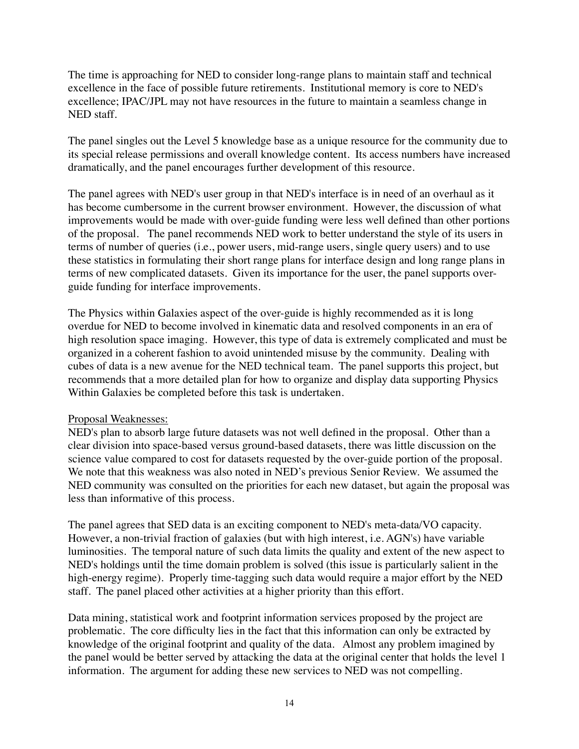The time is approaching for NED to consider long-range plans to maintain staff and technical excellence in the face of possible future retirements. Institutional memory is core to NED's excellence; IPAC/JPL may not have resources in the future to maintain a seamless change in NED staff.

The panel singles out the Level 5 knowledge base as a unique resource for the community due to its special release permissions and overall knowledge content. Its access numbers have increased dramatically, and the panel encourages further development of this resource.

The panel agrees with NED's user group in that NED's interface is in need of an overhaul as it has become cumbersome in the current browser environment. However, the discussion of what improvements would be made with over-guide funding were less well defined than other portions of the proposal. The panel recommends NED work to better understand the style of its users in terms of number of queries (i.e., power users, mid-range users, single query users) and to use these statistics in formulating their short range plans for interface design and long range plans in terms of new complicated datasets. Given its importance for the user, the panel supports over-guide funding for interface improvements.

The Physics within Galaxies aspect of the over-guide is highly recommended as it is long overdue for NED to become involved in kinematic data and resolved components in an era of high resolution space imaging. However, this type of data is extremely complicated and must be organized in a coherent fashion to avoid unintended misuse by the community. Dealing with cubes of data is a new avenue for the NED technical team. The panel supports this project, but recommends that a more detailed plan for how to organize and display data supporting Physics Within Galaxies be completed before this task is undertaken.

Proposal Weaknesses:

NED's plan to absorb large future datasets was not well defined in the proposal. Other than a clear division into space-based versus ground-based datasets, there was little discussion on the science value compared to cost for datasets requested by the over-guide portion of the proposal. We note that this weakness was also noted in NED's previous Senior Review. We assumed the NED community was consulted on the priorities for each new dataset, but again the proposal was less than informative of this process.

The panel agrees that SED data is an exciting component to NED's meta-data/VO capacity. However, a non-trivial fraction of galaxies (but with high interest, i.e. AGN's) have variable luminosities. The temporal nature of such data limits the quality and extent of the new aspect to NED's holdings until the time domain problem is solved (this issue is particularly salient in the high-energy regime). Properly time-tagging such data would require a major effort by the NED staff. The panel placed other activities at a higher priority than this effort.

Data mining, statistical work and footprint information services proposed by the project are problematic. The core difficulty lies in the fact that this information can only be extracted by knowledge of the original footprint and quality of the data. Almost any problem imagined by the panel would be better served by attacking the data at the original center that holds the level 1 information. The argument for adding these new services to NED was not compelling.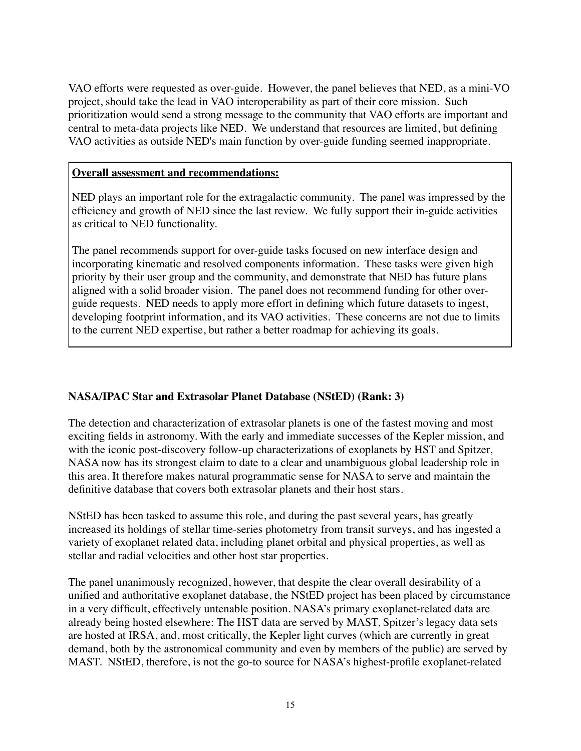VAO efforts were requested as over-guide. However, the panel believes that NED, as a mini-VO project, should take the lead in VAO interoperability as part of their core mission. Such prioritization would send a strong message to the community that VAO efforts are important and central to meta-data projects like NED. We understand that resources are limited, but defining VAO activities as outside NED's main function by over-guide funding seemed inappropriate.

> **Overall assessment and recommendations:**
>
> NED plays an important role for the extragalactic community. The panel was impressed by the efficiency and growth of NED since the last review. We fully support their in-guide activities as critical to NED functionality.
>
> The panel recommends support for over-guide tasks focused on new interface design and incorporating kinematic and resolved components information. These tasks were given high priority by their user group and the community, and demonstrate that NED has future plans aligned with a solid broader vision. The panel does not recommend funding for other over-guide requests. NED needs to apply more effort in defining which future datasets to ingest, developing footprint information, and its VAO activities. These concerns are not due to limits to the current NED expertise, but rather a better roadmap for achieving its goals.

**NASA/IPAC Star and Extrasolar Planet Database (NStED) (Rank: 3)**

The detection and characterization of extrasolar planets is one of the fastest moving and most exciting fields in astronomy. With the early and immediate successes of the Kepler mission, and with the iconic post-discovery follow-up characterizations of exoplanets by HST and Spitzer, NASA now has its strongest claim to date to a clear and unambiguous global leadership role in this area. It therefore makes natural programmatic sense for NASA to serve and maintain the definitive database that covers both extrasolar planets and their host stars.

NStED has been tasked to assume this role, and during the past several years, has greatly increased its holdings of stellar time-series photometry from transit surveys, and has ingested a variety of exoplanet related data, including planet orbital and physical properties, as well as stellar and radial velocities and other host star properties.

The panel unanimously recognized, however, that despite the clear overall desirability of a unified and authoritative exoplanet database, the NStED project has been placed by circumstance in a very difficult, effectively untenable position. NASA's primary exoplanet-related data are already being hosted elsewhere: The HST data are served by MAST, Spitzer's legacy data sets are hosted at IRSA, and, most critically, the Kepler light curves (which are currently in great demand, both by the astronomical community and even by members of the public) are served by MAST. NStED, therefore, is not the go-to source for NASA's highest-profile exoplanet-related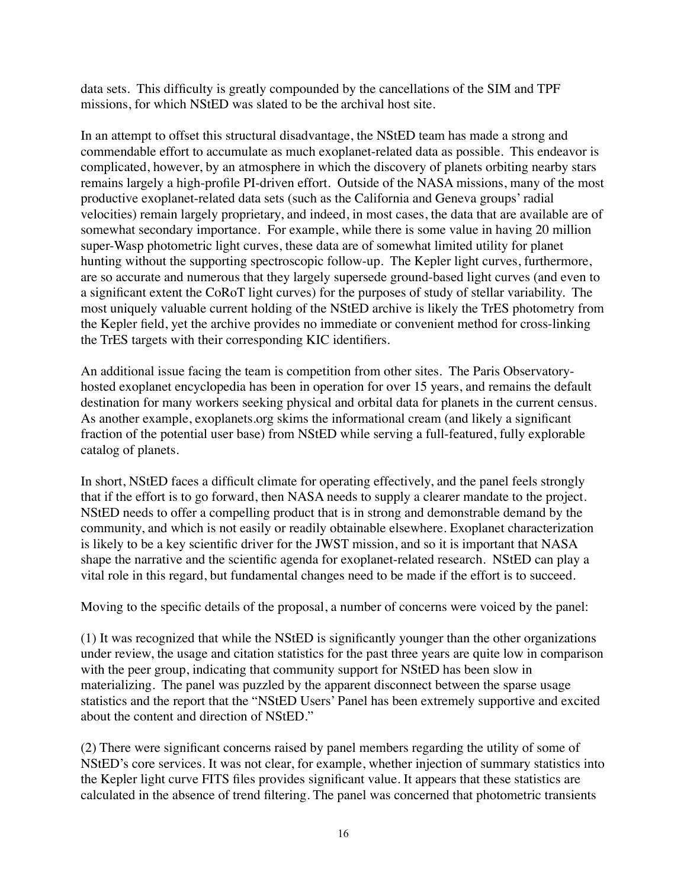data sets. This difficulty is greatly compounded by the cancellations of the SIM and TPF missions, for which NStED was slated to be the archival host site.

In an attempt to offset this structural disadvantage, the NStED team has made a strong and commendable effort to accumulate as much exoplanet-related data as possible. This endeavor is complicated, however, by an atmosphere in which the discovery of planets orbiting nearby stars remains largely a high-profile PI-driven effort. Outside of the NASA missions, many of the most productive exoplanet-related data sets (such as the California and Geneva groups' radial velocities) remain largely proprietary, and indeed, in most cases, the data that are available are of somewhat secondary importance. For example, while there is some value in having 20 million super-Wasp photometric light curves, these data are of somewhat limited utility for planet hunting without the supporting spectroscopic follow-up. The Kepler light curves, furthermore, are so accurate and numerous that they largely supersede ground-based light curves (and even to a significant extent the CoRoT light curves) for the purposes of study of stellar variability. The most uniquely valuable current holding of the NStED archive is likely the TrES photometry from the Kepler field, yet the archive provides no immediate or convenient method for cross-linking the TrES targets with their corresponding KIC identifiers.

An additional issue facing the team is competition from other sites. The Paris Observatory-hosted exoplanet encyclopedia has been in operation for over 15 years, and remains the default destination for many workers seeking physical and orbital data for planets in the current census. As another example, exoplanets.org skims the informational cream (and likely a significant fraction of the potential user base) from NStED while serving a full-featured, fully explorable catalog of planets.

In short, NStED faces a difficult climate for operating effectively, and the panel feels strongly that if the effort is to go forward, then NASA needs to supply a clearer mandate to the project. NStED needs to offer a compelling product that is in strong and demonstrable demand by the community, and which is not easily or readily obtainable elsewhere. Exoplanet characterization is likely to be a key scientific driver for the JWST mission, and so it is important that NASA shape the narrative and the scientific agenda for exoplanet-related research. NStED can play a vital role in this regard, but fundamental changes need to be made if the effort is to succeed.

Moving to the specific details of the proposal, a number of concerns were voiced by the panel:

(1) It was recognized that while the NStED is significantly younger than the other organizations under review, the usage and citation statistics for the past three years are quite low in comparison with the peer group, indicating that community support for NStED has been slow in materializing. The panel was puzzled by the apparent disconnect between the sparse usage statistics and the report that the "NStED Users' Panel has been extremely supportive and excited about the content and direction of NStED."

(2) There were significant concerns raised by panel members regarding the utility of some of NStED's core services. It was not clear, for example, whether injection of summary statistics into the Kepler light curve FITS files provides significant value. It appears that these statistics are calculated in the absence of trend filtering. The panel was concerned that photometric transients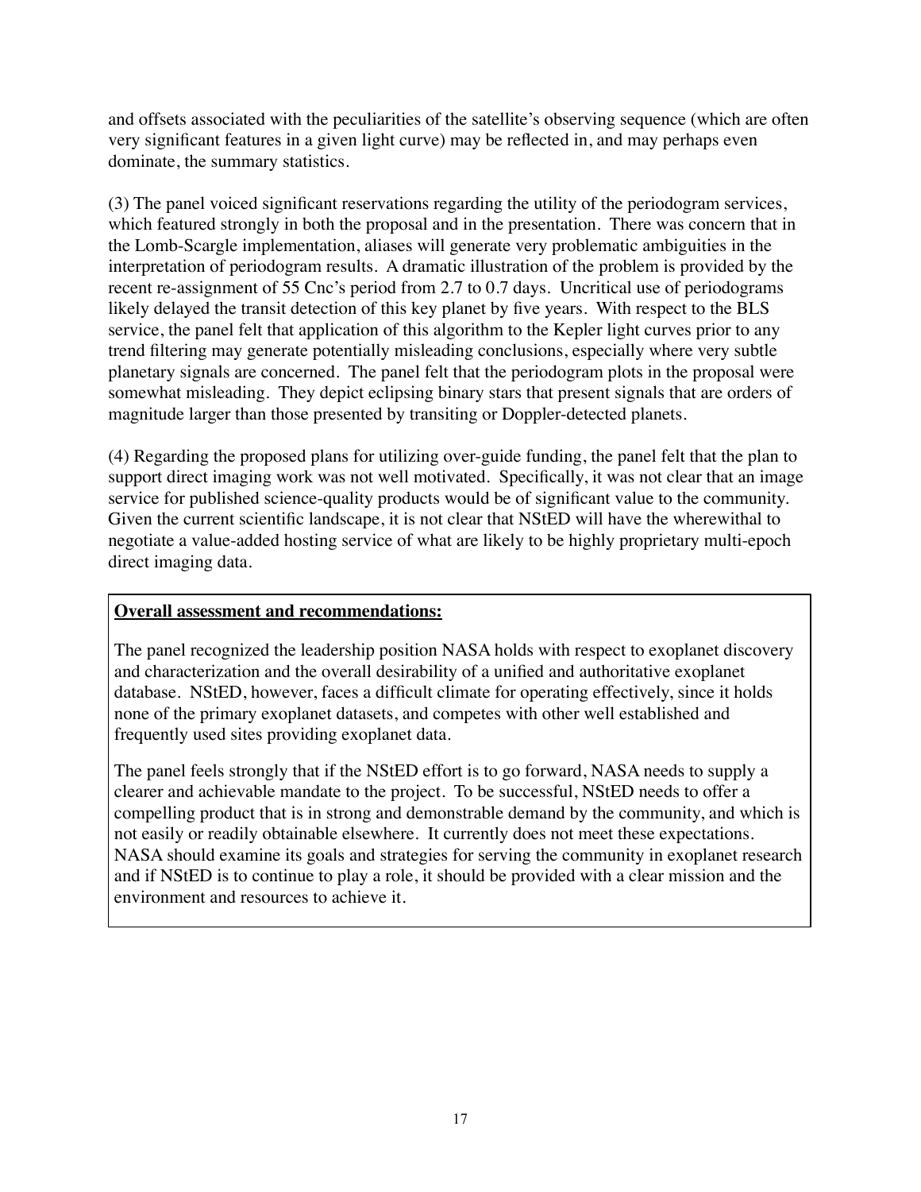and offsets associated with the peculiarities of the satellite's observing sequence (which are often very significant features in a given light curve) may be reflected in, and may perhaps even dominate, the summary statistics.

(3) The panel voiced significant reservations regarding the utility of the periodogram services, which featured strongly in both the proposal and in the presentation. There was concern that in the Lomb-Scargle implementation, aliases will generate very problematic ambiguities in the interpretation of periodogram results. A dramatic illustration of the problem is provided by the recent re-assignment of 55 Cnc's period from 2.7 to 0.7 days. Uncritical use of periodograms likely delayed the transit detection of this key planet by five years. With respect to the BLS service, the panel felt that application of this algorithm to the Kepler light curves prior to any trend filtering may generate potentially misleading conclusions, especially where very subtle planetary signals are concerned. The panel felt that the periodogram plots in the proposal were somewhat misleading. They depict eclipsing binary stars that present signals that are orders of magnitude larger than those presented by transiting or Doppler-detected planets.

(4) Regarding the proposed plans for utilizing over-guide funding, the panel felt that the plan to support direct imaging work was not well motivated. Specifically, it was not clear that an image service for published science-quality products would be of significant value to the community. Given the current scientific landscape, it is not clear that NStED will have the wherewithal to negotiate a value-added hosting service of what are likely to be highly proprietary multi-epoch direct imaging data.

**Overall assessment and recommendations:**

The panel recognized the leadership position NASA holds with respect to exoplanet discovery and characterization and the overall desirability of a unified and authoritative exoplanet database. NStED, however, faces a difficult climate for operating effectively, since it holds none of the primary exoplanet datasets, and competes with other well established and frequently used sites providing exoplanet data.

The panel feels strongly that if the NStED effort is to go forward, NASA needs to supply a clearer and achievable mandate to the project. To be successful, NStED needs to offer a compelling product that is in strong and demonstrable demand by the community, and which is not easily or readily obtainable elsewhere. It currently does not meet these expectations. NASA should examine its goals and strategies for serving the community in exoplanet research and if NStED is to continue to play a role, it should be provided with a clear mission and the environment and resources to achieve it.